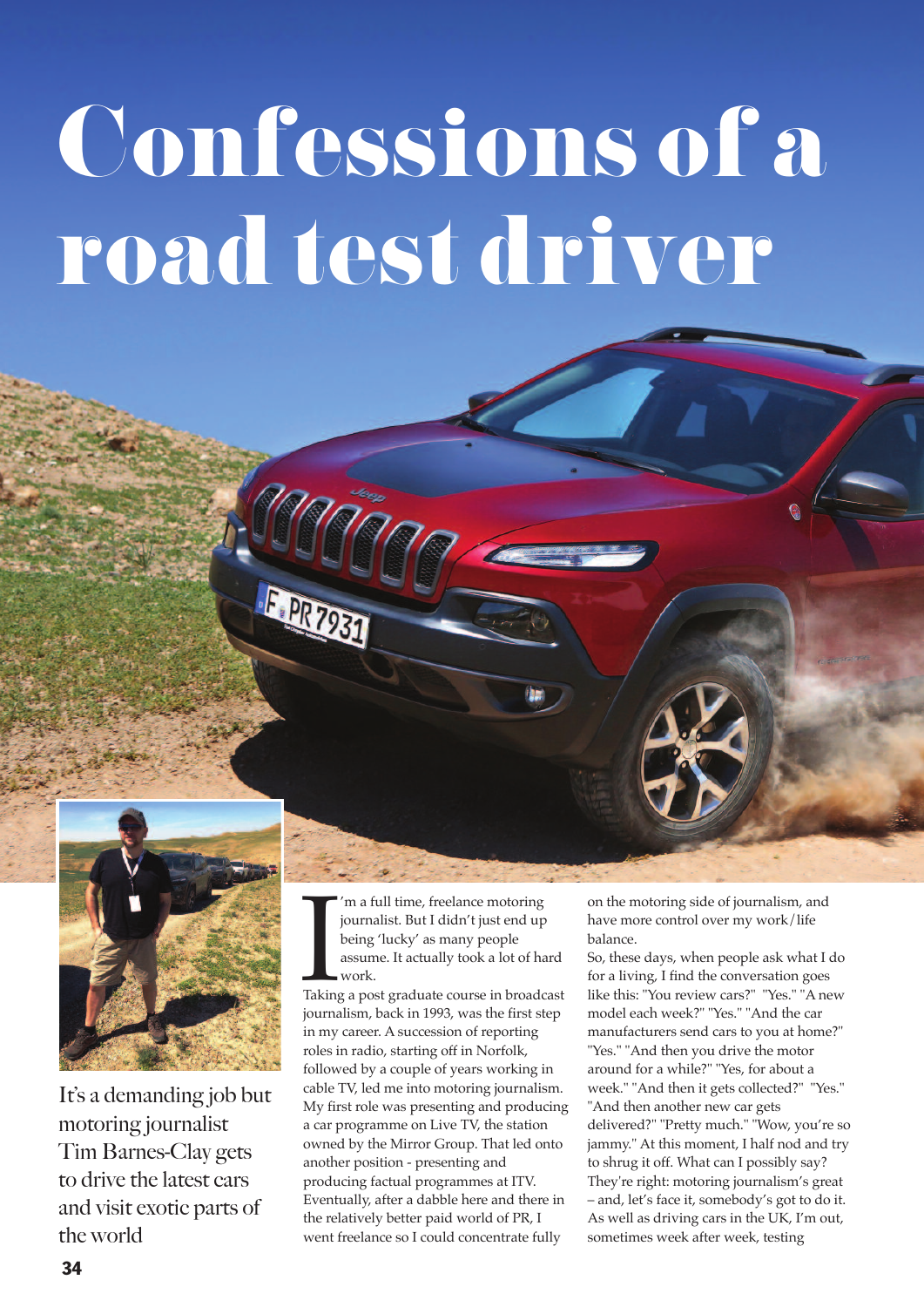# Confessions of a road test driver

It's a demanding job but motoring journalist Tim Barnes-Clay gets to drive the latest cars and visit exotic parts of the world

I'm a full time, freelance motoring journalist. But I didn't just end up being 'lucky' as many people assume. It actually took a lot of hard work.

Taking a post graduate course in broadcast journalism, back in 1993, was the first step in my career. A succession of reporting roles in radio, starting off in Norfolk, followed by a couple of years working in cable TV, led me into motoring journalism. My first role was presenting and producing a car programme on Live TV, the station owned by the Mirror Group. That led onto another position - presenting and producing factual programmes at ITV. Eventually, after a dabble here and there in the relatively better paid world of PR, I went freelance so I could concentrate fully on the motoring side of journalism, and have more control over my work/life balance.

So, these days, when people ask what I do for a living, I find the conversation goes like this: "You review cars?" "Yes." "A new model each week?" "Yes." "And the car manufacturers send cars to you at home?" "Yes." "And then you drive the motor around for a while?" "Yes, for about a week." "And then it gets collected?" "Yes." "And then another new car gets delivered?" "Pretty much." "Wow, you're so jammy." At this moment, I half nod and try to shrug it off. What can I possibly say? They're right: motoring journalism's great – and, let's face it, somebody's got to do it. As well as driving cars in the UK, I'm out, sometimes week after week, testing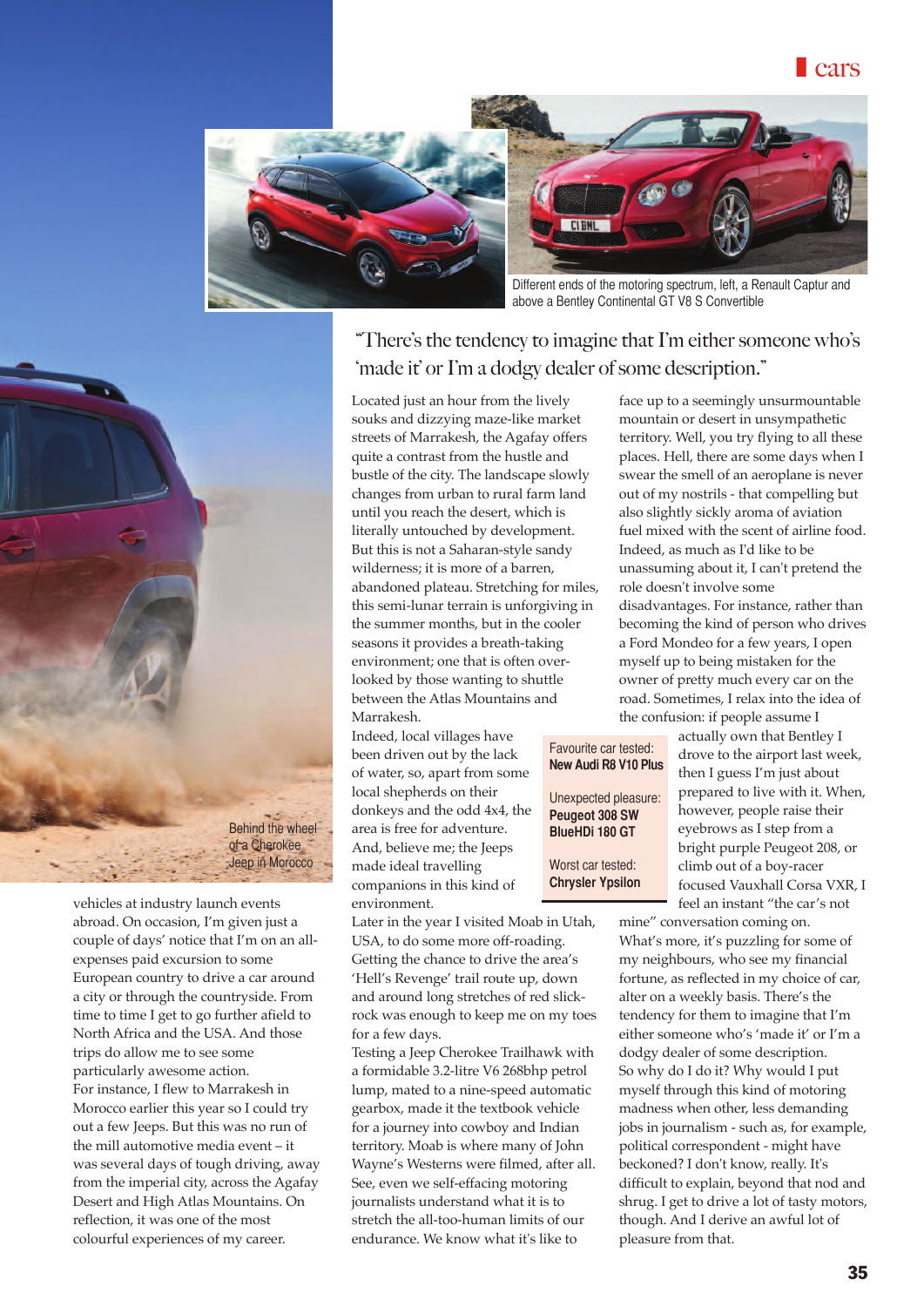Different ends of the motoring spectrum, left, a Renault Captur and above a Bentley Continental GT V8 S Convertible

Behind the wheel of a Cherokee Jeep in Morocco

> "There's the tendency to imagine that I'm either someone who's 'made it' or I'm a dodgy dealer of some description."

vehicles at industry launch events abroad. On occasion, I'm given just a couple of days' notice that I'm on an all-expenses paid excursion to some European country to drive a car around a city or through the countryside. From time to time I get to go further afield to North Africa and the USA. And those trips do allow me to see some particularly awesome action.

For instance, I flew to Marrakesh in Morocco earlier this year so I could try out a few Jeeps. But this was no run of the mill automotive media event – it was several days of tough driving, away from the imperial city, across the Agafay Desert and High Atlas Mountains. On reflection, it was one of the most colourful experiences of my career.

Located just an hour from the lively souks and dizzying maze-like market streets of Marrakesh, the Agafay offers quite a contrast from the hustle and bustle of the city. The landscape slowly changes from urban to rural farm land until you reach the desert, which is literally untouched by development. But this is not a Saharan-style sandy wilderness; it is more of a barren, abandoned plateau. Stretching for miles, this semi-lunar terrain is unforgiving in the summer months, but in the cooler seasons it provides a breath-taking environment; one that is often over-looked by those wanting to shuttle between the Atlas Mountains and Marrakesh.

Indeed, local villages have been driven out by the lack of water, so, apart from some local shepherds on their donkeys and the odd 4x4, the area is free for adventure. And, believe me; the Jeeps made ideal travelling companions in this kind of environment.

Later in the year I visited Moab in Utah, USA, to do some more off-roading. Getting the chance to drive the area's 'Hell's Revenge' trail route up, down and around long stretches of red slick-rock was enough to keep me on my toes for a few days.

Testing a Jeep Cherokee Trailhawk with a formidable 3.2-litre V6 268bhp petrol lump, mated to a nine-speed automatic gearbox, made it the textbook vehicle for a journey into cowboy and Indian territory. Moab is where many of John Wayne's Westerns were filmed, after all. See, even we self-effacing motoring journalists understand what it is to stretch the all-too-human limits of our endurance. We know what it's like to face up to a seemingly unsurmountable mountain or desert in unsympathetic territory. Well, you try flying to all these places. Hell, there are some days when I swear the smell of an aeroplane is never out of my nostrils - that compelling but also slightly sickly aroma of aviation fuel mixed with the scent of airline food. Indeed, as much as I'd like to be unassuming about it, I can't pretend the role doesn't involve some disadvantages. For instance, rather than becoming the kind of person who drives a Ford Mondeo for a few years, I open myself up to being mistaken for the owner of pretty much every car on the road. Sometimes, I relax into the idea of the confusion: if people assume I actually own that Bentley I drove to the airport last week, then I guess I'm just about prepared to live with it. When, however, people raise their eyebrows as I step from a bright purple Peugeot 208, or climb out of a boy-racer focused Vauxhall Corsa VXR, I feel an instant "the car's not mine" conversation coming on.

What's more, it's puzzling for some of my neighbours, who see my financial fortune, as reflected in my choice of car, alter on a weekly basis. There's the tendency for them to imagine that I'm either someone who's 'made it' or I'm a dodgy dealer of some description.

So why do I do it? Why would I put myself through this kind of motoring madness when other, less demanding jobs in journalism - such as, for example, political correspondent - might have beckoned? I don't know, really. It's difficult to explain, beyond that nod and shrug. I get to drive a lot of tasty motors, though. And I derive an awful lot of pleasure from that.

Favourite car tested:
**New Audi R8 V10 Plus**

Unexpected pleasure:
**Peugeot 308 SW BlueHDi 180 GT**

Worst car tested:
**Chrysler Ypsilon**